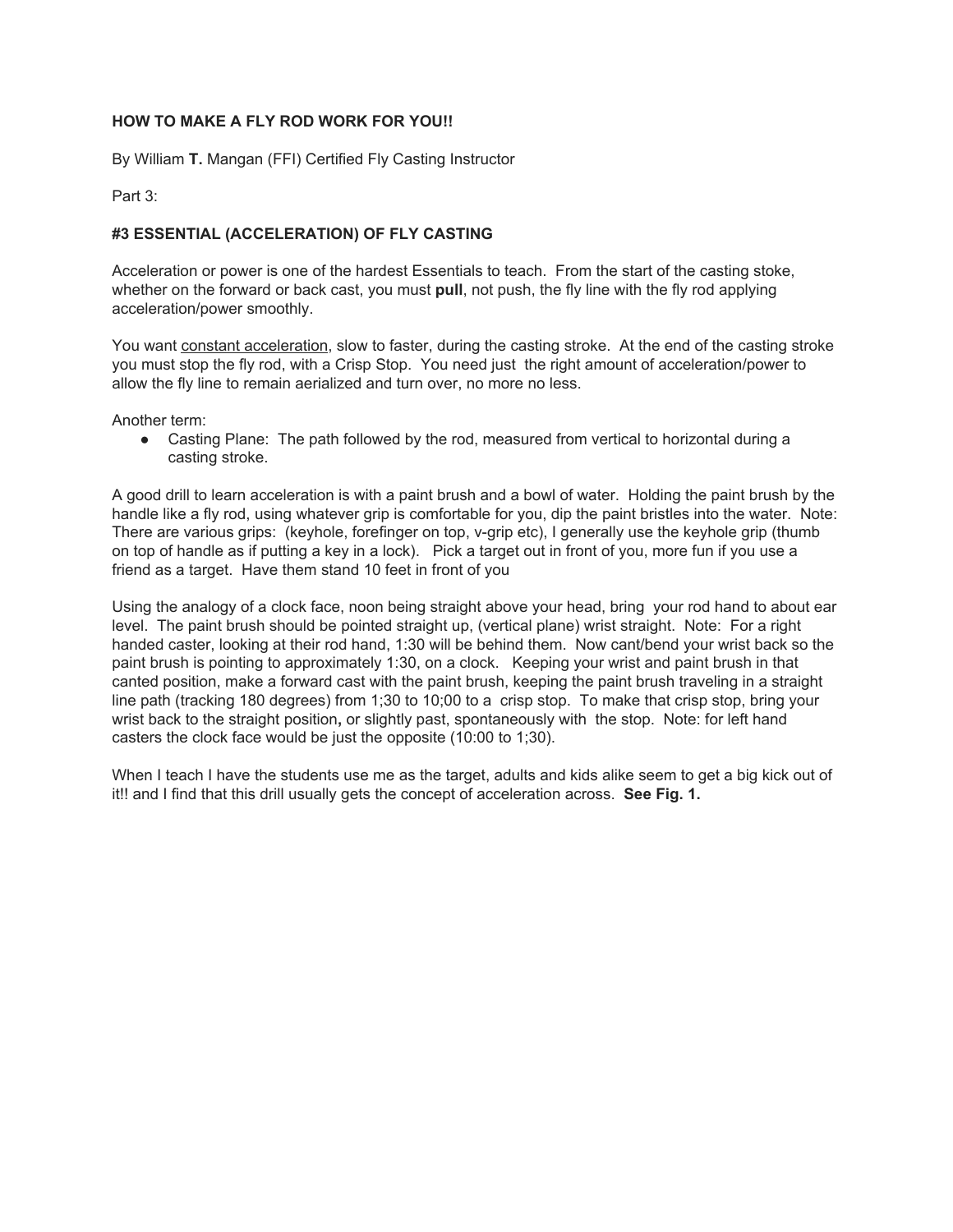**HOW TO MAKE A FLY ROD WORK FOR YOU!!**

By William **T.** Mangan (FFI) Certified Fly Casting Instructor

Part 3:

**#3 ESSENTIAL (ACCELERATION) OF FLY CASTING**

Acceleration or power is one of the hardest Essentials to teach. From the start of the casting stoke, whether on the forward or back cast, you must **pull**, not push, the fly line with the fly rod applying acceleration/power smoothly.

You want <u>constant acceleration</u>, slow to faster, during the casting stroke. At the end of the casting stroke you must stop the fly rod, with a Crisp Stop. You need just the right amount of acceleration/power to allow the fly line to remain aerialized and turn over, no more no less.

Another term:

- Casting Plane: The path followed by the rod, measured from vertical to horizontal during a casting stroke.

A good drill to learn acceleration is with a paint brush and a bowl of water. Holding the paint brush by the handle like a fly rod, using whatever grip is comfortable for you, dip the paint bristles into the water. Note: There are various grips: (keyhole, forefinger on top, v-grip etc), I generally use the keyhole grip (thumb on top of handle as if putting a key in a lock). Pick a target out in front of you, more fun if you use a friend as a target. Have them stand 10 feet in front of you

Using the analogy of a clock face, noon being straight above your head, bring your rod hand to about ear level. The paint brush should be pointed straight up, (vertical plane) wrist straight. Note: For a right handed caster, looking at their rod hand, 1:30 will be behind them. Now cant/bend your wrist back so the paint brush is pointing to approximately 1:30, on a clock. Keeping your wrist and paint brush in that canted position, make a forward cast with the paint brush, keeping the paint brush traveling in a straight line path (tracking 180 degrees) from 1;30 to 10;00 to a crisp stop. To make that crisp stop, bring your wrist back to the straight position**,** or slightly past, spontaneously with the stop. Note: for left hand casters the clock face would be just the opposite (10:00 to 1;30).

When I teach I have the students use me as the target, adults and kids alike seem to get a big kick out of it!! and I find that this drill usually gets the concept of acceleration across. **See Fig. 1.**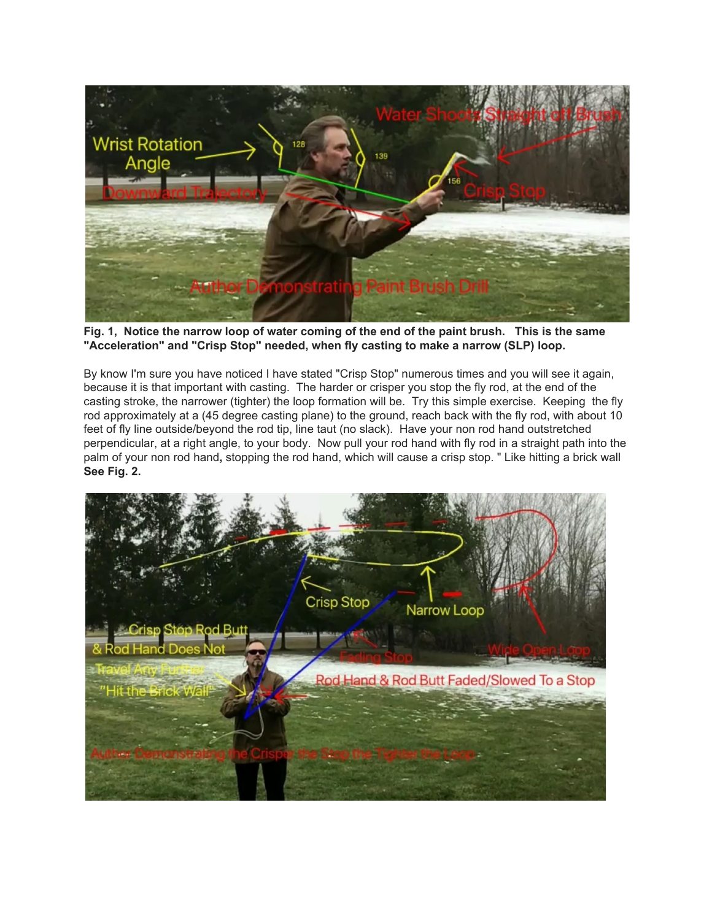**Fig. 1, Notice the narrow loop of water coming of the end of the paint brush. This is the same "Acceleration" and "Crisp Stop" needed, when fly casting to make a narrow (SLP) loop.**

By know I'm sure you have noticed I have stated "Crisp Stop" numerous times and you will see it again, because it is that important with casting. The harder or crisper you stop the fly rod, at the end of the casting stroke, the narrower (tighter) the loop formation will be. Try this simple exercise. Keeping the fly rod approximately at a (45 degree casting plane) to the ground, reach back with the fly rod, with about 10 feet of fly line outside/beyond the rod tip, line taut (no slack). Have your non rod hand outstretched perpendicular, at a right angle, to your body. Now pull your rod hand with fly rod in a straight path into the palm of your non rod hand**,** stopping the rod hand, which will cause a crisp stop. " Like hitting a brick wall **See Fig. 2.**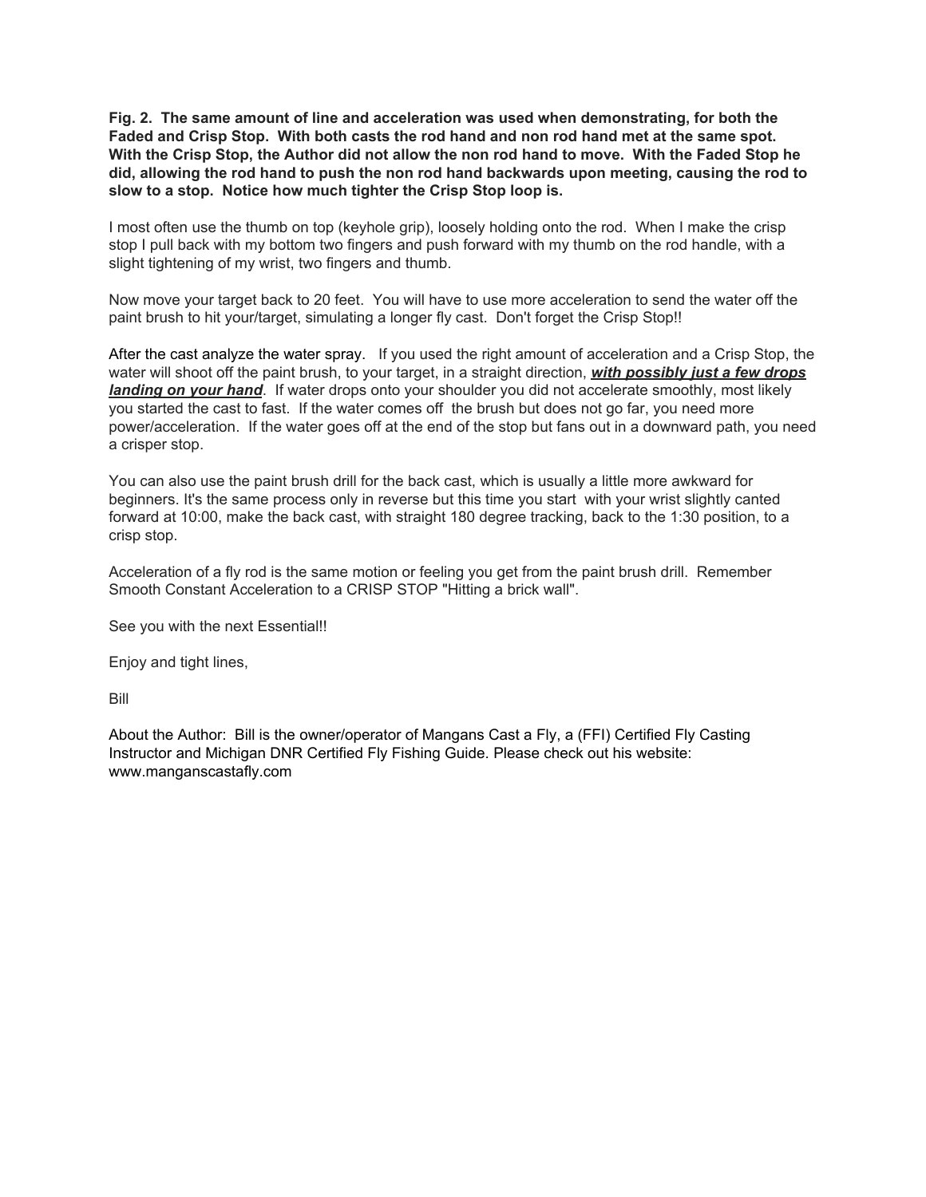**Fig. 2. The same amount of line and acceleration was used when demonstrating, for both the Faded and Crisp Stop. With both casts the rod hand and non rod hand met at the same spot. With the Crisp Stop, the Author did not allow the non rod hand to move. With the Faded Stop he did, allowing the rod hand to push the non rod hand backwards upon meeting, causing the rod to slow to a stop. Notice how much tighter the Crisp Stop loop is.**

I most often use the thumb on top (keyhole grip), loosely holding onto the rod. When I make the crisp stop I pull back with my bottom two fingers and push forward with my thumb on the rod handle, with a slight tightening of my wrist, two fingers and thumb.

Now move your target back to 20 feet. You will have to use more acceleration to send the water off the paint brush to hit your/target, simulating a longer fly cast. Don't forget the Crisp Stop!!

After the cast analyze the water spray. If you used the right amount of acceleration and a Crisp Stop, the water will shoot off the paint brush, to your target, in a straight direction, ***with possibly just a few drops landing on your hand***. If water drops onto your shoulder you did not accelerate smoothly, most likely you started the cast to fast. If the water comes off the brush but does not go far, you need more power/acceleration. If the water goes off at the end of the stop but fans out in a downward path, you need a crisper stop.

You can also use the paint brush drill for the back cast, which is usually a little more awkward for beginners. It's the same process only in reverse but this time you start with your wrist slightly canted forward at 10:00, make the back cast, with straight 180 degree tracking, back to the 1:30 position, to a crisp stop.

Acceleration of a fly rod is the same motion or feeling you get from the paint brush drill. Remember Smooth Constant Acceleration to a CRISP STOP "Hitting a brick wall".

See you with the next Essential!!

Enjoy and tight lines,

Bill

About the Author: Bill is the owner/operator of Mangans Cast a Fly, a (FFI) Certified Fly Casting Instructor and Michigan DNR Certified Fly Fishing Guide. Please check out his website: www.manganscastafly.com